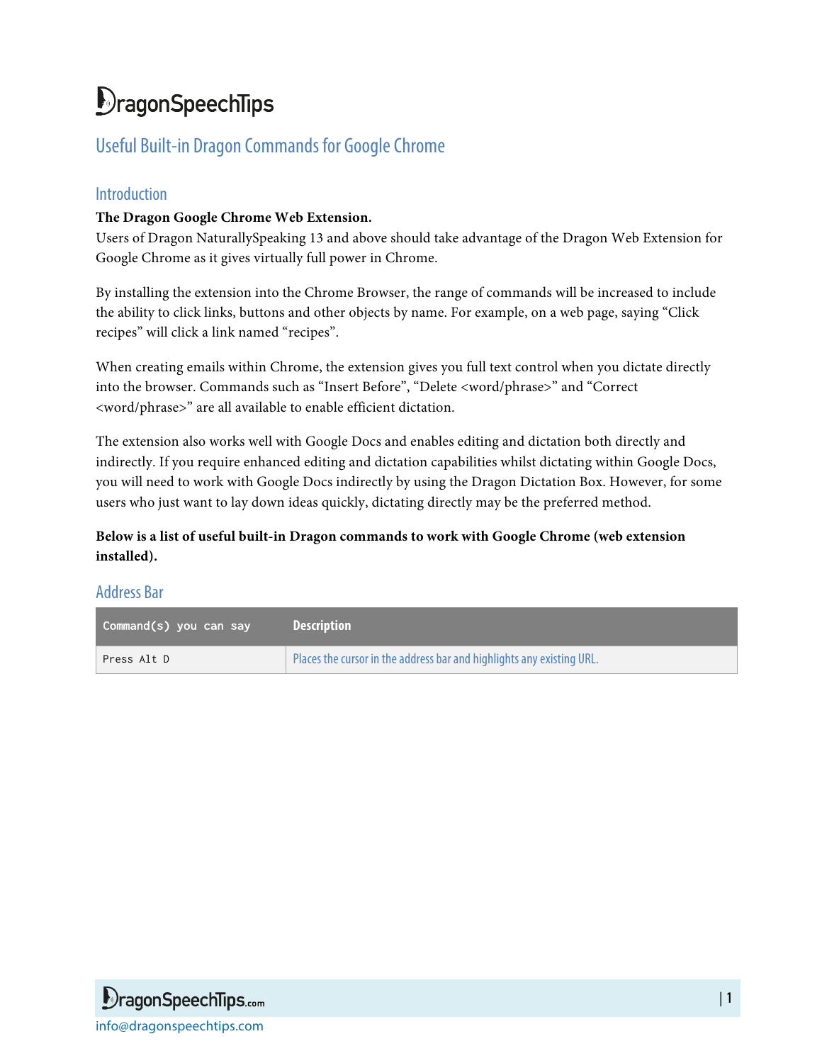DragonSpeechTips

# Useful Built-in Dragon Commands for Google Chrome

## Introduction

**The Dragon Google Chrome Web Extension.**
Users of Dragon NaturallySpeaking 13 and above should take advantage of the Dragon Web Extension for Google Chrome as it gives virtually full power in Chrome.

By installing the extension into the Chrome Browser, the range of commands will be increased to include the ability to click links, buttons and other objects by name. For example, on a web page, saying "Click recipes" will click a link named "recipes".

When creating emails within Chrome, the extension gives you full text control when you dictate directly into the browser. Commands such as "Insert Before", "Delete <word/phrase>" and "Correct <word/phrase>" are all available to enable efficient dictation.

The extension also works well with Google Docs and enables editing and dictation both directly and indirectly. If you require enhanced editing and dictation capabilities whilst dictating within Google Docs, you will need to work with Google Docs indirectly by using the Dragon Dictation Box. However, for some users who just want to lay down ideas quickly, dictating directly may be the preferred method.

**Below is a list of useful built-in Dragon commands to work with Google Chrome (web extension installed).**

## Address Bar

| Command(s) you can say | Description |
|---|---|
| Press Alt D | Places the cursor in the address bar and highlights any existing URL. |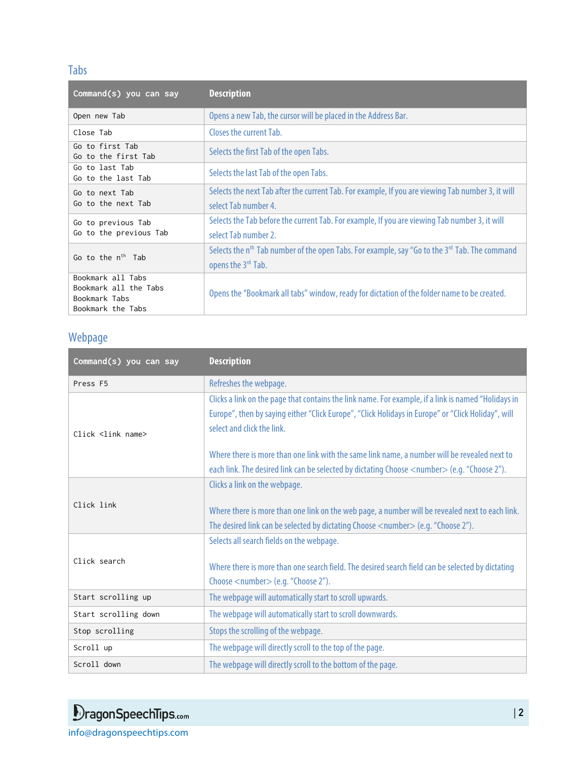## Tabs

| Command(s) you can say | Description |
|---|---|
| Open new Tab | Opens a new Tab, the cursor will be placed in the Address Bar. |
| Close Tab | Closes the current Tab. |
| Go to first Tab<br>Go to the first Tab | Selects the first Tab of the open Tabs. |
| Go to last Tab<br>Go to the last Tab | Selects the last Tab of the open Tabs. |
| Go to next Tab<br>Go to the next Tab | Selects the next Tab after the current Tab. For example, If you are viewing Tab number 3, it will select Tab number 4. |
| Go to previous Tab<br>Go to the previous Tab | Selects the Tab before the current Tab. For example, If you are viewing Tab number 3, it will select Tab number 2. |
| Go to the $n^{th}$ Tab | Selects the $n^{th}$ Tab number of the open Tabs. For example, say "Go to the $3^{rd}$ Tab. The command opens the $3^{rd}$ Tab. |
| Bookmark all Tabs<br>Bookmark all the Tabs<br>Bookmark Tabs<br>Bookmark the Tabs | Opens the "Bookmark all tabs" window, ready for dictation of the folder name to be created. |

## Webpage

| Command(s) you can say | Description |
|---|---|
| Press F5 | Refreshes the webpage. |
| Click <link name> | Clicks a link on the page that contains the link name. For example, if a link is named "Holidays in Europe", then by saying either "Click Europe", "Click Holidays in Europe" or "Click Holiday", will select and click the link.<br><br>Where there is more than one link with the same link name, a number will be revealed next to each link. The desired link can be selected by dictating Choose <number> (e.g. "Choose 2"). |
| Click link | Clicks a link on the webpage.<br><br>Where there is more than one link on the web page, a number will be revealed next to each link. The desired link can be selected by dictating Choose <number> (e.g. "Choose 2"). |
| Click search | Selects all search fields on the webpage.<br><br>Where there is more than one search field. The desired search field can be selected by dictating Choose <number> (e.g. "Choose 2"). |
| Start scrolling up | The webpage will automatically start to scroll upwards. |
| Start scrolling down | The webpage will automatically start to scroll downwards. |
| Stop scrolling | Stops the scrolling of the webpage. |
| Scroll up | The webpage will directly scroll to the top of the page. |
| Scroll down | The webpage will directly scroll to the bottom of the page. |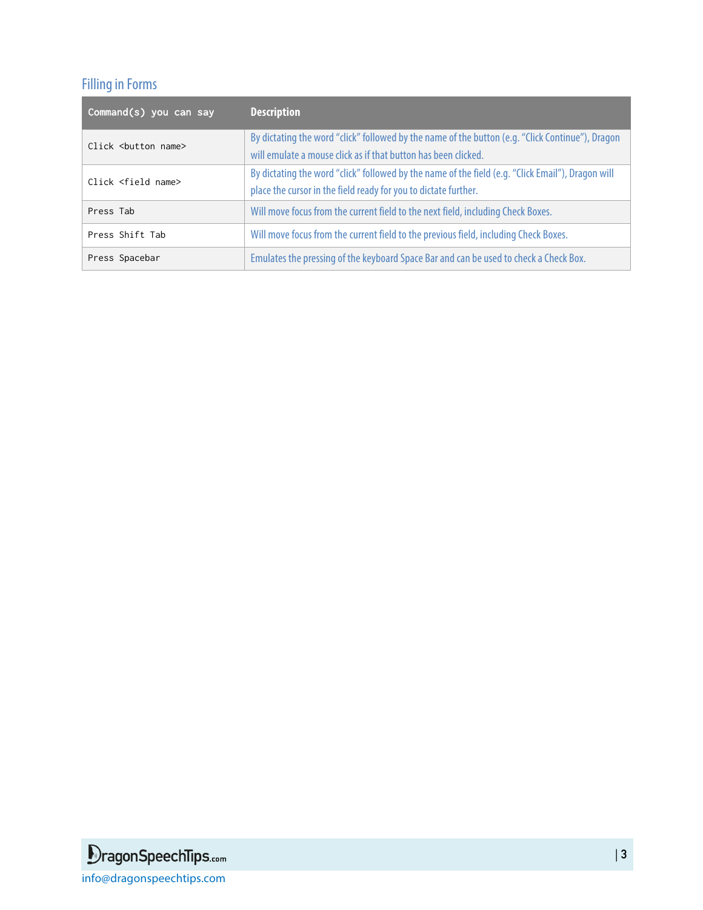## Filling in Forms

| Command(s) you can say | Description |
| --- | --- |
| Click <button name> | By dictating the word "click" followed by the name of the button (e.g. "Click Continue"), Dragon will emulate a mouse click as if that button has been clicked. |
| Click <field name> | By dictating the word "click" followed by the name of the field (e.g. "Click Email"), Dragon will place the cursor in the field ready for you to dictate further. |
| Press Tab | Will move focus from the current field to the next field, including Check Boxes. |
| Press Shift Tab | Will move focus from the current field to the previous field, including Check Boxes. |
| Press Spacebar | Emulates the pressing of the keyboard Space Bar and can be used to check a Check Box. |